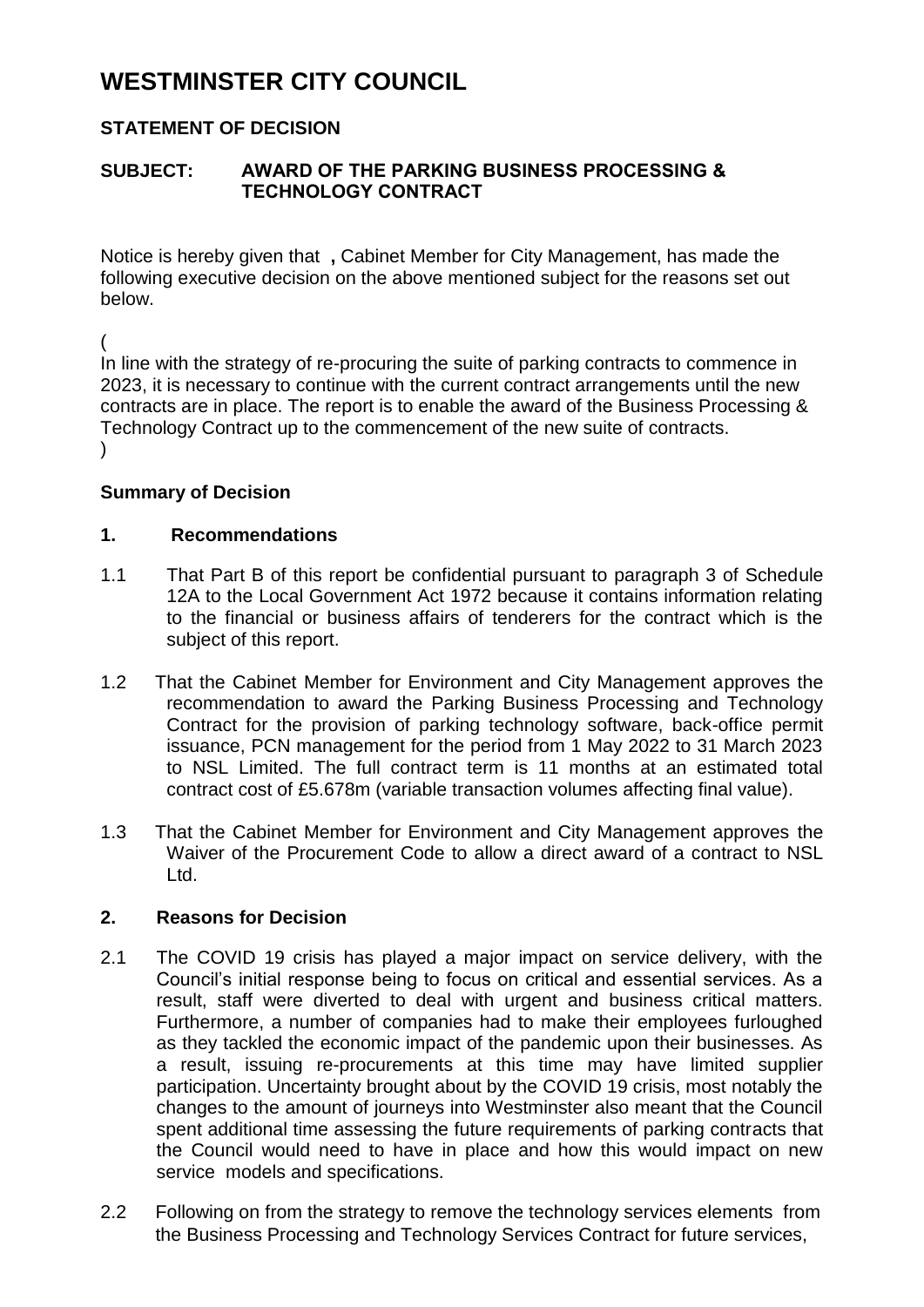# WESTMINSTER CITY COUNCIL

## STATEMENT OF DECISION

## SUBJECT: AWARD OF THE PARKING BUSINESS PROCESSING & TECHNOLOGY CONTRACT

Notice is hereby given that **,** Cabinet Member for City Management, has made the following executive decision on the above mentioned subject for the reasons set out below.

(
In line with the strategy of re-procuring the suite of parking contracts to commence in 2023, it is necessary to continue with the current contract arrangements until the new contracts are in place. The report is to enable the award of the Business Processing & Technology Contract up to the commencement of the new suite of contracts.
)

### Summary of Decision

### 1. Recommendations

1.1 That Part B of this report be confidential pursuant to paragraph 3 of Schedule 12A to the Local Government Act 1972 because it contains information relating to the financial or business affairs of tenderers for the contract which is the subject of this report.

1.2 That the Cabinet Member for Environment and City Management approves the recommendation to award the Parking Business Processing and Technology Contract for the provision of parking technology software, back-office permit issuance, PCN management for the period from 1 May 2022 to 31 March 2023 to NSL Limited. The full contract term is 11 months at an estimated total contract cost of £5.678m (variable transaction volumes affecting final value).

1.3 That the Cabinet Member for Environment and City Management approves the Waiver of the Procurement Code to allow a direct award of a contract to NSL Ltd.

### 2. Reasons for Decision

2.1 The COVID 19 crisis has played a major impact on service delivery, with the Council's initial response being to focus on critical and essential services. As a result, staff were diverted to deal with urgent and business critical matters. Furthermore, a number of companies had to make their employees furloughed as they tackled the economic impact of the pandemic upon their businesses. As a result, issuing re-procurements at this time may have limited supplier participation. Uncertainty brought about by the COVID 19 crisis, most notably the changes to the amount of journeys into Westminster also meant that the Council spent additional time assessing the future requirements of parking contracts that the Council would need to have in place and how this would impact on new service models and specifications.

2.2 Following on from the strategy to remove the technology services elements from the Business Processing and Technology Services Contract for future services,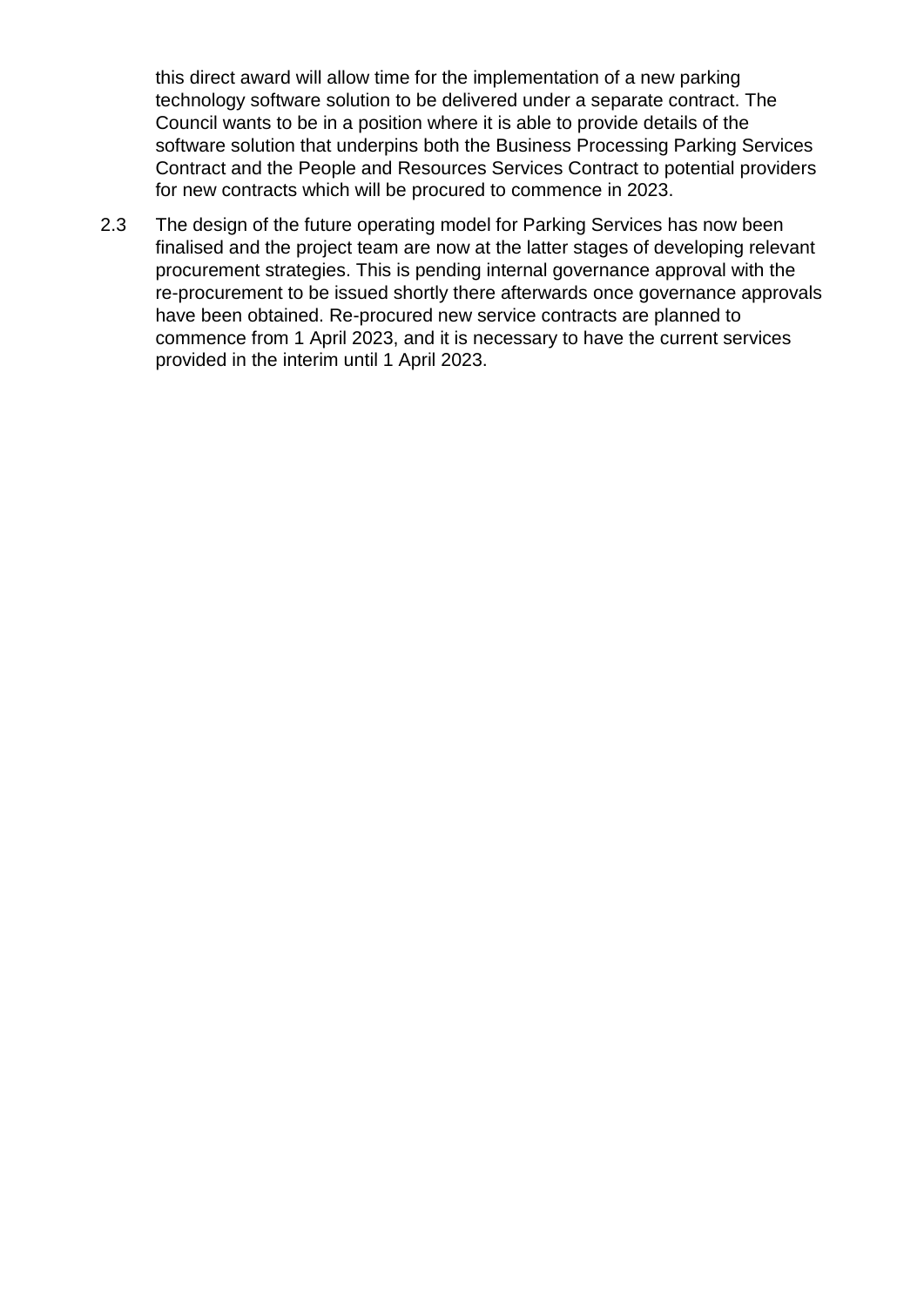this direct award will allow time for the implementation of a new parking technology software solution to be delivered under a separate contract. The Council wants to be in a position where it is able to provide details of the software solution that underpins both the Business Processing Parking Services Contract and the People and Resources Services Contract to potential providers for new contracts which will be procured to commence in 2023.

2.3 The design of the future operating model for Parking Services has now been finalised and the project team are now at the latter stages of developing relevant procurement strategies. This is pending internal governance approval with the re-procurement to be issued shortly there afterwards once governance approvals have been obtained. Re-procured new service contracts are planned to commence from 1 April 2023, and it is necessary to have the current services provided in the interim until 1 April 2023.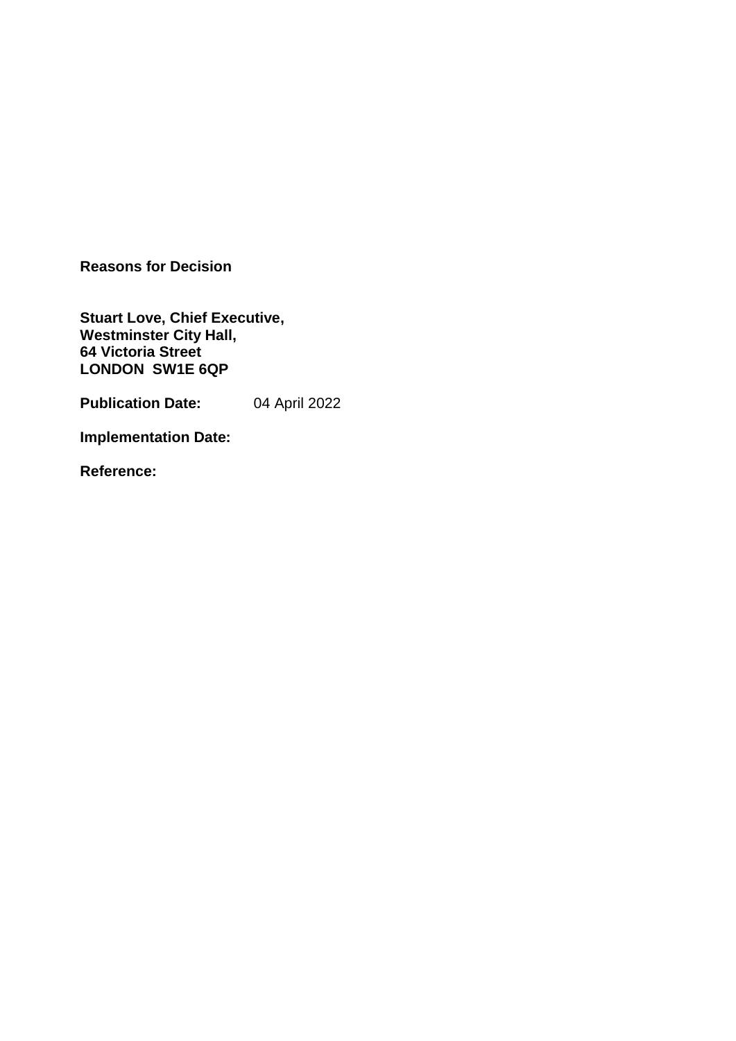**Reasons for Decision**

**Stuart Love, Chief Executive,**
**Westminster City Hall,**
**64 Victoria Street**
**LONDON SW1E 6QP**

**Publication Date:** 04 April 2022

**Implementation Date:**

**Reference:**